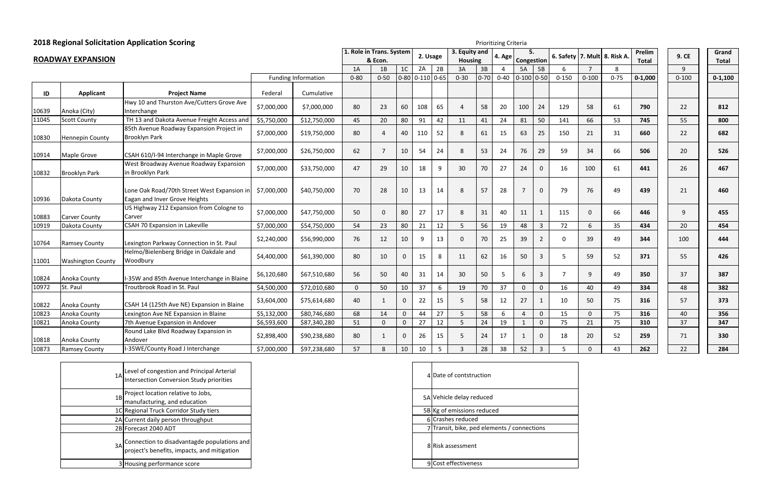# 2018 Regional Solicitation Application Scoring

## ROADWAY EXPANSION

Prioritizing Criteria

| ID | Applicant | Project Name | Funding Information | | 1. Role in Trans. System & Econ. | | | 2. Usage | | 3. Equity and Housing | | 4. Age | 5. Congestion | | 6. Safety | 7. Mult | 8. Risk A. | Prelim Total | 9. CE | Grand Total |
|---|---|---|---|---|---|---|---|---|---|---|---|---|---|---|---|---|---|---|---|---|
| | | | | | 1A | 1B | 1C | 2A | 2B | 3A | 3B | 4 | 5A | 5B | 6 | 7 | 8 | | 9 | |
| | | | Federal | Cumulative | 0-80 | 0-50 | 0-80 | 0-110 | 0-65 | 0-30 | 0-70 | 0-40 | 0-100 | 0-50 | 0-150 | 0-100 | 0-75 | 0-1,000 | 0-100 | 0-1,100 |
| 10639 | Anoka (City) | Hwy 10 and Thurston Ave/Cutters Grove Ave Interchange | $7,000,000 | $7,000,000 | 80 | 23 | 60 | 108 | 65 | 4 | 58 | 20 | 100 | 24 | 129 | 58 | 61 | **790** | 22 | **812** |
| 11045 | Scott County | TH 13 and Dakota Avenue Freight Access and | $5,750,000 | $12,750,000 | 45 | 20 | 80 | 91 | 42 | 11 | 41 | 24 | 81 | 50 | 141 | 66 | 53 | **745** | 55 | **800** |
| 10830 | Hennepin County | 85th Avenue Roadway Expansion Project in Brooklyn Park | $7,000,000 | $19,750,000 | 80 | 4 | 40 | 110 | 52 | 8 | 61 | 15 | 63 | 25 | 150 | 21 | 31 | **660** | 22 | **682** |
| 10914 | Maple Grove | CSAH 610/I-94 Interchange in Maple Grove | $7,000,000 | $26,750,000 | 62 | 7 | 10 | 54 | 24 | 8 | 53 | 24 | 76 | 29 | 59 | 34 | 66 | **506** | 20 | **526** |
| 10832 | Brooklyn Park | West Broadway Avenue Roadway Expansion in Brooklyn Park | $7,000,000 | $33,750,000 | 47 | 29 | 10 | 18 | 9 | 30 | 70 | 27 | 24 | 0 | 16 | 100 | 61 | **441** | 26 | **467** |
| 10936 | Dakota County | Lone Oak Road/70th Street West Expansion in Eagan and Inver Grove Heights | $7,000,000 | $40,750,000 | 70 | 28 | 10 | 13 | 14 | 8 | 57 | 28 | 7 | 0 | 79 | 76 | 49 | **439** | 21 | **460** |
| 10883 | Carver County | US Highway 212 Expansion from Cologne to Carver | $7,000,000 | $47,750,000 | 50 | 0 | 80 | 27 | 17 | 8 | 31 | 40 | 11 | 1 | 115 | 0 | 66 | **446** | 9 | **455** |
| 10919 | Dakota County | CSAH 70 Expansion in Lakeville | $7,000,000 | $54,750,000 | 54 | 23 | 80 | 21 | 12 | 5 | 56 | 19 | 48 | 3 | 72 | 6 | 35 | **434** | 20 | **454** |
| 10764 | Ramsey County | Lexington Parkway Connection in St. Paul | $2,240,000 | $56,990,000 | 76 | 12 | 10 | 9 | 13 | 0 | 70 | 25 | 39 | 2 | 0 | 39 | 49 | **344** | 100 | **444** |
| 11001 | Washington County | Helmo/Bielenberg Bridge in Oakdale and Woodbury | $4,400,000 | $61,390,000 | 80 | 10 | 0 | 15 | 8 | 11 | 62 | 16 | 50 | 3 | 5 | 59 | 52 | **371** | 55 | **426** |
| 10824 | Anoka County | I-35W and 85th Avenue Interchange in Blaine | $6,120,680 | $67,510,680 | 56 | 50 | 40 | 31 | 14 | 30 | 50 | 5 | 6 | 3 | 7 | 9 | 49 | **350** | 37 | **387** |
| 10972 | St. Paul | Troutbrook Road in St. Paul | $4,500,000 | $72,010,680 | 0 | 50 | 10 | 37 | 6 | 19 | 70 | 37 | 0 | 0 | 16 | 40 | 49 | **334** | 48 | **382** |
| 10822 | Anoka County | CSAH 14 (125th Ave NE) Expansion in Blaine | $3,604,000 | $75,614,680 | 40 | 1 | 0 | 22 | 15 | 5 | 58 | 12 | 27 | 1 | 10 | 50 | 75 | **316** | 57 | **373** |
| 10823 | Anoka County | Lexington Ave NE Expansion in Blaine | $5,132,000 | $80,746,680 | 68 | 14 | 0 | 44 | 27 | 5 | 58 | 6 | 4 | 0 | 15 | 0 | 75 | **316** | 40 | **356** |
| 10821 | Anoka County | 7th Avenue Expansion in Andover | $6,593,600 | $87,340,280 | 51 | 0 | 0 | 27 | 12 | 5 | 24 | 19 | 1 | 0 | 75 | 21 | 75 | **310** | 37 | **347** |
| 10818 | Anoka County | Round Lake Blvd Roadway Expansion in Andover | $2,898,400 | $90,238,680 | 80 | 1 | 0 | 26 | 15 | 5 | 24 | 17 | 1 | 0 | 18 | 20 | 52 | **259** | 71 | **330** |
| 10873 | Ramsey County | I-35WE/County Road J Interchange | $7,000,000 | $97,238,680 | 57 | 8 | 10 | 10 | 5 | 3 | 28 | 38 | 52 | 3 | 5 | 0 | 43 | **262** | 22 | **284** |

| | |
|---|---|
| 1A | Level of congestion and Principal Arterial Intersection Conversion Study priorities |
| 1B | Project location relative to Jobs, manufacturing, and education |
| 1C | Regional Truck Corridor Study tiers |
| 2A | Current daily person throughput |
| 2B | Forecast 2040 ADT |
| 3A | Connection to disadvantagde populations and project's benefits, impacts, and mitigation |
| 3 | Housing performance score |

| | |
|---|---|
| 4 | Date of contstruction |
| 5A | Vehicle delay reduced |
| 5B | Kg of emissions reduced |
| 6 | Crashes reduced |
| 7 | Transit, bike, ped elements / connections |
| 8 | Risk assessment |
| 9 | Cost effectiveness |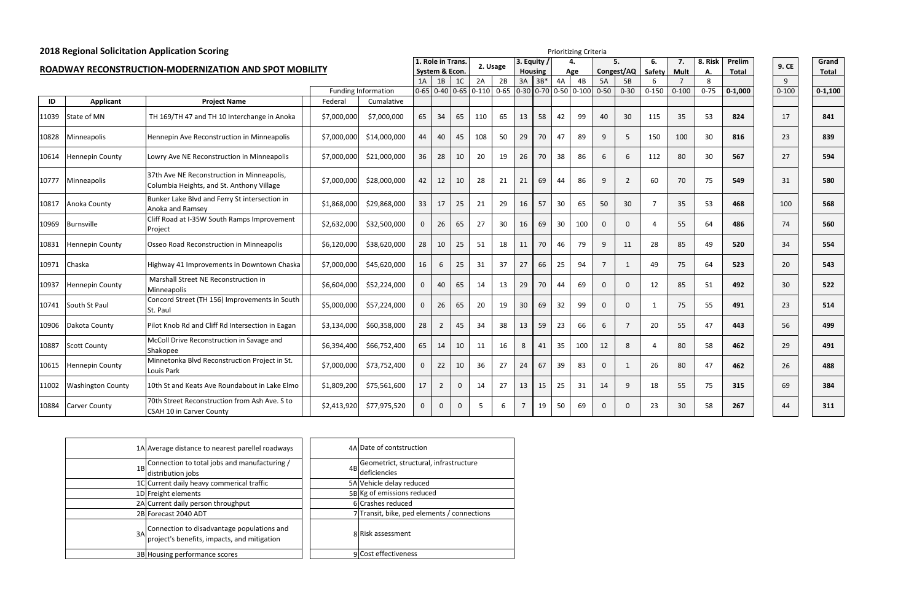## 2018 Regional Solicitation Application Scoring

### ROADWAY RECONSTRUCTION-MODERNIZATION AND SPOT MOBILITY

Prioritizing Criteria

| | | | Funding Information | | 1. Role in Trans. System & Econ. | | | 2. Usage | | 3. Equity / Housing | | 4. Age | | 5. Congest/AQ | | 6. Safety | 7. Mult | 8. Risk A. | Prelim Total | 9. CE | Grand Total |
|---|---|---|---|---|---|---|---|---|---|---|---|---|---|---|---|---|---|---|---|---|---|
| | | | | | 1A | 1B | 1C | 2A | 2B | 3A | 3B* | 4A | 4B | 5A | 5B | 6 | 7 | 8 | | 9 | |
| | | | | | 0-65 | 0-40 | 0-65 | 0-110 | 0-65 | 0-30 | 0-70 | 0-50 | 0-100 | 0-50 | 0-30 | 0-150 | 0-100 | 0-75 | **0-1,000** | 0-100 | **0-1,100** |
| **ID** | **Applicant** | **Project Name** | Federal | Cumalative | | | | | | | | | | | | | | | | | |
| 11039 | State of MN | TH 169/TH 47 and TH 10 Interchange in Anoka | $7,000,000 | $7,000,000 | 65 | 34 | 65 | 110 | 65 | 13 | 58 | 42 | 99 | 40 | 30 | 115 | 35 | 53 | **824** | 17 | **841** |
| 10828 | Minneapolis | Hennepin Ave Reconstruction in Minneapolis | $7,000,000 | $14,000,000 | 44 | 40 | 45 | 108 | 50 | 29 | 70 | 47 | 89 | 9 | 5 | 150 | 100 | 30 | **816** | 23 | **839** |
| 10614 | Hennepin County | Lowry Ave NE Reconstruction in Minneapolis | $7,000,000 | $21,000,000 | 36 | 28 | 10 | 20 | 19 | 26 | 70 | 38 | 86 | 6 | 6 | 112 | 80 | 30 | **567** | 27 | **594** |
| 10777 | Minneapolis | 37th Ave NE Reconstruction in Minneapolis, Columbia Heights, and St. Anthony Village | $7,000,000 | $28,000,000 | 42 | 12 | 10 | 28 | 21 | 21 | 69 | 44 | 86 | 9 | 2 | 60 | 70 | 75 | **549** | 31 | **580** |
| 10817 | Anoka County | Bunker Lake Blvd and Ferry St intersection in Anoka and Ramsey | $1,868,000 | $29,868,000 | 33 | 17 | 25 | 21 | 29 | 16 | 57 | 30 | 65 | 50 | 30 | 7 | 35 | 53 | **468** | 100 | **568** |
| 10969 | Burnsville | Cliff Road at I-35W South Ramps Improvement Project | $2,632,000 | $32,500,000 | 0 | 26 | 65 | 27 | 30 | 16 | 69 | 30 | 100 | 0 | 0 | 4 | 55 | 64 | **486** | 74 | **560** |
| 10831 | Hennepin County | Osseo Road Reconstruction in Minneapolis | $6,120,000 | $38,620,000 | 28 | 10 | 25 | 51 | 18 | 11 | 70 | 46 | 79 | 9 | 11 | 28 | 85 | 49 | **520** | 34 | **554** |
| 10971 | Chaska | Highway 41 Improvements in Downtown Chaska | $7,000,000 | $45,620,000 | 16 | 6 | 25 | 31 | 37 | 27 | 66 | 25 | 94 | 7 | 1 | 49 | 75 | 64 | **523** | 20 | **543** |
| 10937 | Hennepin County | Marshall Street NE Reconstruction in Minneapolis | $6,604,000 | $52,224,000 | 0 | 40 | 65 | 14 | 13 | 29 | 70 | 44 | 69 | 0 | 0 | 12 | 85 | 51 | **492** | 30 | **522** |
| 10741 | South St Paul | Concord Street (TH 156) Improvements in South St. Paul | $5,000,000 | $57,224,000 | 0 | 26 | 65 | 20 | 19 | 30 | 69 | 32 | 99 | 0 | 0 | 1 | 75 | 55 | **491** | 23 | **514** |
| 10906 | Dakota County | Pilot Knob Rd and Cliff Rd Intersection in Eagan | $3,134,000 | $60,358,000 | 28 | 2 | 45 | 34 | 38 | 13 | 59 | 23 | 66 | 6 | 7 | 20 | 55 | 47 | **443** | 56 | **499** |
| 10887 | Scott County | McColl Drive Reconstruction in Savage and Shakopee | $6,394,400 | $66,752,400 | 65 | 14 | 10 | 11 | 16 | 8 | 41 | 35 | 100 | 12 | 8 | 4 | 80 | 58 | **462** | 29 | **491** |
| 10615 | Hennepin County | Minnetonka Blvd Reconstruction Project in St. Louis Park | $7,000,000 | $73,752,400 | 0 | 22 | 10 | 36 | 27 | 24 | 67 | 39 | 83 | 0 | 1 | 26 | 80 | 47 | **462** | 26 | **488** |
| 11002 | Washington County | 10th St and Keats Ave Roundabout in Lake Elmo | $1,809,200 | $75,561,600 | 17 | 2 | 0 | 14 | 27 | 13 | 15 | 25 | 31 | 14 | 9 | 18 | 55 | 75 | **315** | 69 | **384** |
| 10884 | Carver County | 70th Street Reconstruction from Ash Ave. S to CSAH 10 in Carver County | $2,413,920 | $77,975,520 | 0 | 0 | 0 | 5 | 6 | 7 | 19 | 50 | 69 | 0 | 0 | 23 | 30 | 58 | **267** | 44 | **311** |

| | |
|---|---|
| 1A | Average distance to nearest parellel roadways |
| 1B | Connection to total jobs and manufacturing / distribution jobs |
| 1C | Current daily heavy commerical traffic |
| 1D | Freight elements |
| 2A | Current daily person throughput |
| 2B | Forecast 2040 ADT |
| 3A | Connection to disadvantage populations and project's benefits, impacts, and mitigation |
| 3B | Housing performance scores |

| | |
|---|---|
| 4A | Date of contstruction |
| 4B | Geometrict, structural, infrastructure deficiencies |
| 5A | Vehicle delay reduced |
| 5B | Kg of emissions reduced |
| 6 | Crashes reduced |
| 7 | Transit, bike, ped elements / connections |
| 8 | Risk assessment |
| 9 | Cost effectiveness |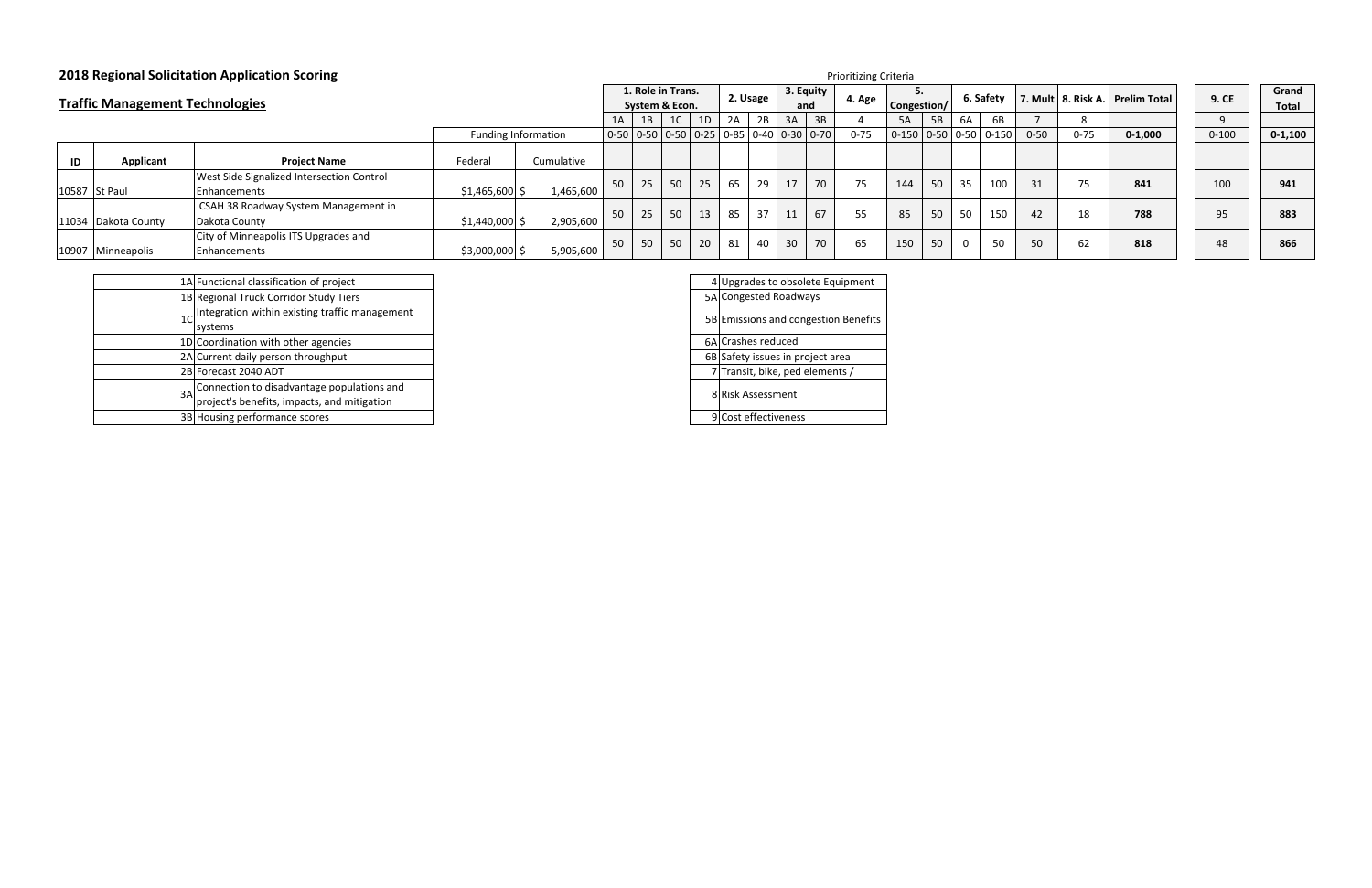## 2018 Regional Solicitation Application Scoring

### Traffic Management Technologies

Prioritizing Criteria

| ID | Applicant | Project Name | Federal | Cumulative | 1. Role in Trans. System & Econ. | | | | 2. Usage | | 3. Equity and | | 4. Age | 5. Congestion/ | | 6. Safety | | 7. Mult | 8. Risk A. | Prelim Total | 9. CE | Grand Total |
|---|---|---|---|---|---|---|---|---|---|---|---|---|---|---|---|---|---|---|---|---|---|---|
| | | | | | 1A | 1B | 1C | 1D | 2A | 2B | 3A | 3B | 4 | 5A | 5B | 6A | 6B | 7 | 8 | | 9 | |
| | | | Funding Information | | 0-50 | 0-50 | 0-50 | 0-25 | 0-85 | 0-40 | 0-30 | 0-70 | 0-75 | 0-150 | 0-50 | 0-50 | 0-150 | 0-50 | 0-75 | **0-1,000** | 0-100 | **0-1,100** |
| 10587 | St Paul | West Side Signalized Intersection Control Enhancements | $1,465,600 | $ 1,465,600 | 50 | 25 | 50 | 25 | 65 | 29 | 17 | 70 | 75 | 144 | 50 | 35 | 100 | 31 | 75 | **841** | 100 | **941** |
| 11034 | Dakota County | CSAH 38 Roadway System Management in Dakota County | $1,440,000 | $ 2,905,600 | 50 | 25 | 50 | 13 | 85 | 37 | 11 | 67 | 55 | 85 | 50 | 50 | 150 | 42 | 18 | **788** | 95 | **883** |
| 10907 | Minneapolis | City of Minneapolis ITS Upgrades and Enhancements | $3,000,000 | $ 5,905,600 | 50 | 50 | 50 | 20 | 81 | 40 | 30 | 70 | 65 | 150 | 50 | 0 | 50 | 50 | 62 | **818** | 48 | **866** |

| | |
|---|---|
| 1A | Functional classification of project |
| 1B | Regional Truck Corridor Study Tiers |
| 1C | Integration within existing traffic management systems |
| 1D | Coordination with other agencies |
| 2A | Current daily person throughput |
| 2B | Forecast 2040 ADT |
| 3A | Connection to disadvantage populations and project's benefits, impacts, and mitigation |
| 3B | Housing performance scores |

| | |
|---|---|
| 4 | Upgrades to obsolete Equipment |
| 5A | Congested Roadways |
| 5B | Emissions and congestion Benefits |
| 6A | Crashes reduced |
| 6B | Safety issues in project area |
| 7 | Transit, bike, ped elements / |
| 8 | Risk Assessment |
| 9 | Cost effectiveness |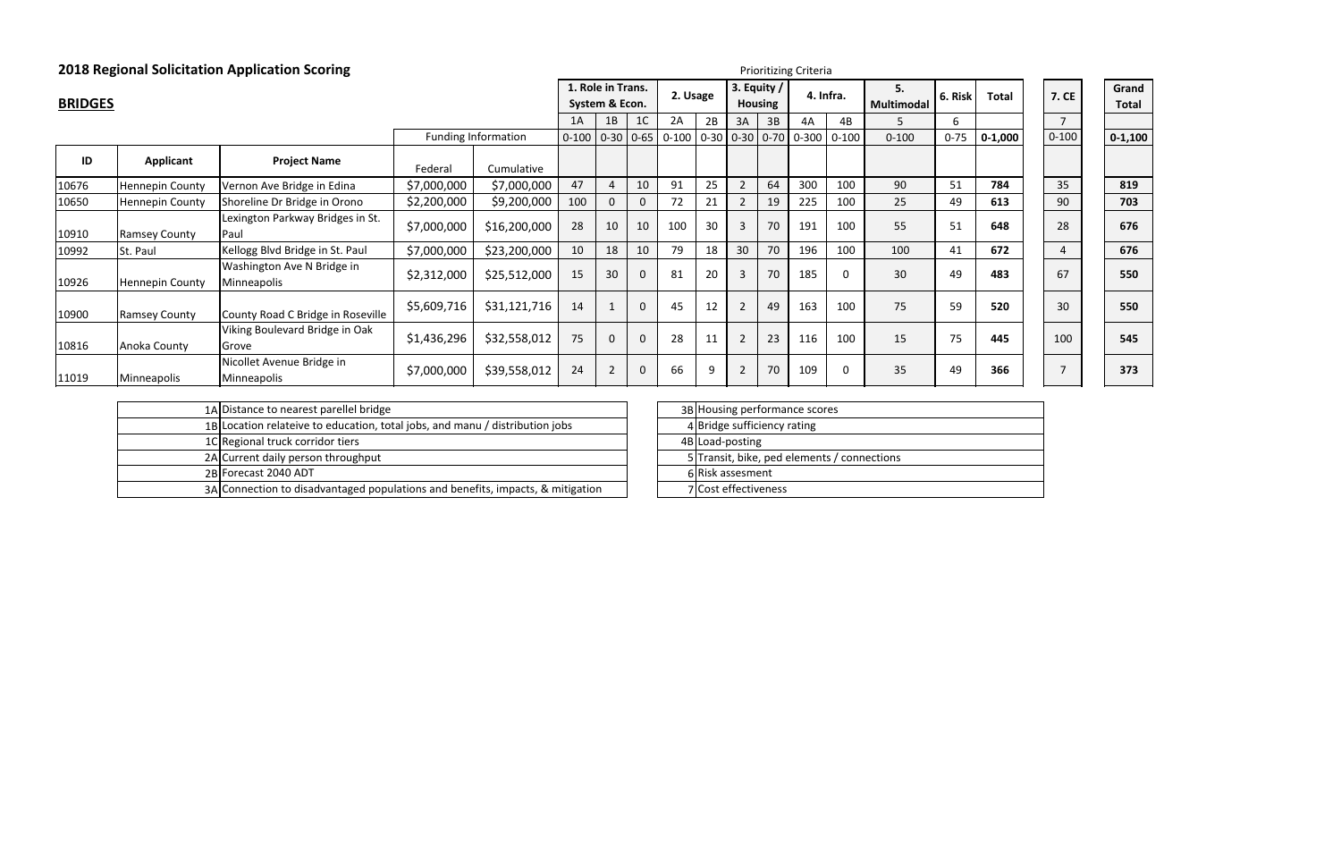## 2018 Regional Solicitation Application Scoring

### BRIDGES

Prioritizing Criteria

| ID | Applicant | Project Name | Funding Information | | 1. Role in Trans. System & Econ. | | | 2. Usage | | 3. Equity / Housing | | 4. Infra. | | 5. Multimodal | 6. Risk | Total | 7. CE | Grand Total |
|---|---|---|---|---|---|---|---|---|---|---|---|---|---|---|---|---|---|---|
| | | | | | 1A | 1B | 1C | 2A | 2B | 3A | 3B | 4A | 4B | 5 | 6 | | 7 | |
| | | | Federal | Cumulative | 0-100 | 0-30 | 0-65 | 0-100 | 0-30 | 0-30 | 0-70 | 0-300 | 0-100 | 0-100 | 0-75 | 0-1,000 | 0-100 | 0-1,100 |
| 10676 | Hennepin County | Vernon Ave Bridge in Edina | $7,000,000 | $7,000,000 | 47 | 4 | 10 | 91 | 25 | 2 | 64 | 300 | 100 | 90 | 51 | **784** | 35 | **819** |
| 10650 | Hennepin County | Shoreline Dr Bridge in Orono | $2,200,000 | $9,200,000 | 100 | 0 | 0 | 72 | 21 | 2 | 19 | 225 | 100 | 25 | 49 | **613** | 90 | **703** |
| 10910 | Ramsey County | Lexington Parkway Bridges in St. Paul | $7,000,000 | $16,200,000 | 28 | 10 | 10 | 100 | 30 | 3 | 70 | 191 | 100 | 55 | 51 | **648** | 28 | **676** |
| 10992 | St. Paul | Kellogg Blvd Bridge in St. Paul | $7,000,000 | $23,200,000 | 10 | 18 | 10 | 79 | 18 | 30 | 70 | 196 | 100 | 100 | 41 | **672** | 4 | **676** |
| 10926 | Hennepin County | Washington Ave N Bridge in Minneapolis | $2,312,000 | $25,512,000 | 15 | 30 | 0 | 81 | 20 | 3 | 70 | 185 | 0 | 30 | 49 | **483** | 67 | **550** |
| 10900 | Ramsey County | County Road C Bridge in Roseville | $5,609,716 | $31,121,716 | 14 | 1 | 0 | 45 | 12 | 2 | 49 | 163 | 100 | 75 | 59 | **520** | 30 | **550** |
| 10816 | Anoka County | Viking Boulevard Bridge in Oak Grove | $1,436,296 | $32,558,012 | 75 | 0 | 0 | 28 | 11 | 2 | 23 | 116 | 100 | 15 | 75 | **445** | 100 | **545** |
| 11019 | Minneapolis | Nicollet Avenue Bridge in Minneapolis | $7,000,000 | $39,558,012 | 24 | 2 | 0 | 66 | 9 | 2 | 70 | 109 | 0 | 35 | 49 | **366** | 7 | **373** |

| Code | Description |
|---|---|
| 1A | Distance to nearest parellel bridge |
| 1B | Location relateive to education, total jobs, and manu / distribution jobs |
| 1C | Regional truck corridor tiers |
| 2A | Current daily person throughput |
| 2B | Forecast 2040 ADT |
| 3A | Connection to disadvantaged populations and benefits, impacts, & mitigation |

| Code | Description |
|---|---|
| 3B | Housing performance scores |
| 4 | Bridge sufficiency rating |
| 4B | Load-posting |
| 5 | Transit, bike, ped elements / connections |
| 6 | Risk assesment |
| 7 | Cost effectiveness |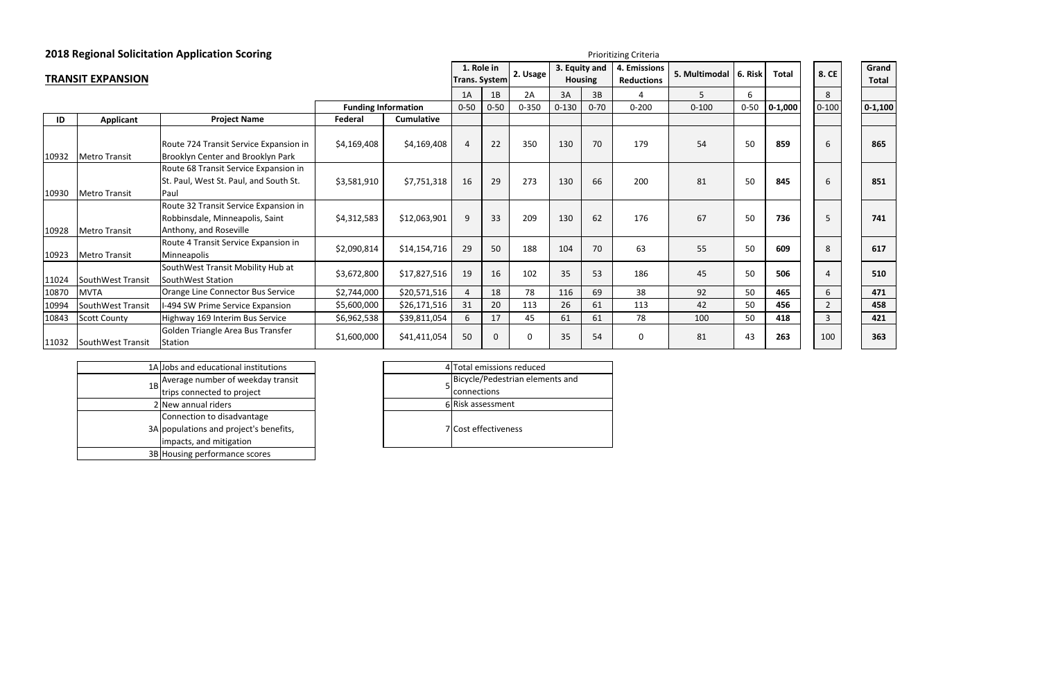## 2018 Regional Solicitation Application Scoring

### TRANSIT EXPANSION

| | | | | | Prioritizing Criteria | | | | | | | | | | | |
|---|---|---|---|---|---|---|---|---|---|---|---|---|---|---|---|---|
| | | | | | 1. Role in Trans. System | | 2. Usage | 3. Equity and Housing | | 4. Emissions Reductions | 5. Multimodal | 6. Risk | Total | 8. CE | Grand Total |
| | | | | | 1A | 1B | 2A | 3A | 3B | 4 | 5 | 6 | | 8 | |
| | | | Funding Information | | 0-50 | 0-50 | 0-350 | 0-130 | 0-70 | 0-200 | 0-100 | 0-50 | 0-1,000 | 0-100 | 0-1,100 |
| ID | Applicant | Project Name | Federal | Cumulative | | | | | | | | | | | |
| 10932 | Metro Transit | Route 724 Transit Service Expansion in Brooklyn Center and Brooklyn Park | $4,169,408 | $4,169,408 | 4 | 22 | 350 | 130 | 70 | 179 | 54 | 50 | **859** | 6 | **865** |
| 10930 | Metro Transit | Route 68 Transit Service Expansion in St. Paul, West St. Paul, and South St. Paul | $3,581,910 | $7,751,318 | 16 | 29 | 273 | 130 | 66 | 200 | 81 | 50 | **845** | 6 | **851** |
| 10928 | Metro Transit | Route 32 Transit Service Expansion in Robbinsdale, Minneapolis, Saint Anthony, and Roseville | $4,312,583 | $12,063,901 | 9 | 33 | 209 | 130 | 62 | 176 | 67 | 50 | **736** | 5 | **741** |
| 10923 | Metro Transit | Route 4 Transit Service Expansion in Minneapolis | $2,090,814 | $14,154,716 | 29 | 50 | 188 | 104 | 70 | 63 | 55 | 50 | **609** | 8 | **617** |
| 11024 | SouthWest Transit | SouthWest Transit Mobility Hub at SouthWest Station | $3,672,800 | $17,827,516 | 19 | 16 | 102 | 35 | 53 | 186 | 45 | 50 | **506** | 4 | **510** |
| 10870 | MVTA | Orange Line Connector Bus Service | $2,744,000 | $20,571,516 | 4 | 18 | 78 | 116 | 69 | 38 | 92 | 50 | **465** | 6 | **471** |
| 10994 | SouthWest Transit | I-494 SW Prime Service Expansion | $5,600,000 | $26,171,516 | 31 | 20 | 113 | 26 | 61 | 113 | 42 | 50 | **456** | 2 | **458** |
| 10843 | Scott County | Highway 169 Interim Bus Service | $6,962,538 | $39,811,054 | 6 | 17 | 45 | 61 | 61 | 78 | 100 | 50 | **418** | 3 | **421** |
| 11032 | SouthWest Transit | Golden Triangle Area Bus Transfer Station | $1,600,000 | $41,411,054 | 50 | 0 | 0 | 35 | 54 | 0 | 81 | 43 | **263** | 100 | **363** |

| | |
|---|---|
| 1A | Jobs and educational institutions |
| 1B | Average number of weekday transit trips connected to project |
| 2 | New annual riders |
| 3A | Connection to disadvantage populations and project's benefits, impacts, and mitigation |
| 3B | Housing performance scores |

| | |
|---|---|
| 4 | Total emissions reduced |
| 5 | Bicycle/Pedestrian elements and connections |
| 6 | Risk assessment |
| 7 | Cost effectiveness |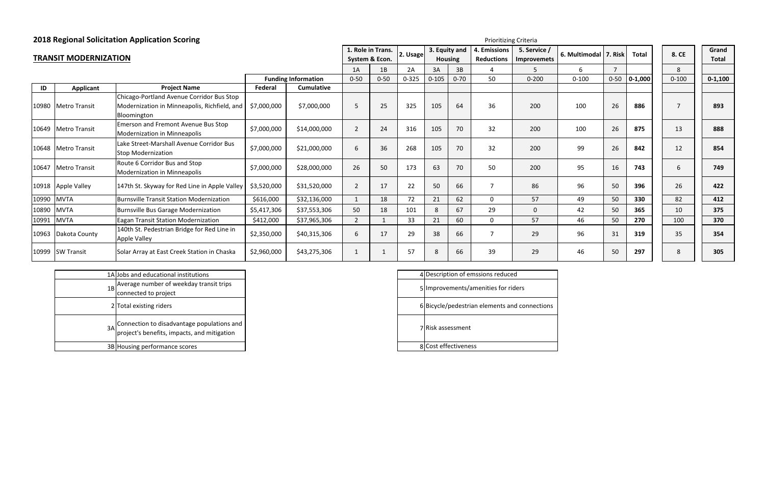## 2018 Regional Solicitation Application Scoring

### TRANSIT MODERNIZATION

Prioritizing Criteria

| | | | | | 1. Role in Trans. System & Econ. | | 2. Usage | 3. Equity and Housing | | 4. Emissions Reductions | 5. Service / Improvemets | 6. Multimodal | 7. Risk | Total | 8. CE | Grand Total |
|---|---|---|---|---|---|---|---|---|---|---|---|---|---|---|---|---|
| | | | | | 1A | 1B | 2A | 3A | 3B | 4 | 5 | 6 | 7 | | 8 | |
| | | | Funding Information | | 0-50 | 0-50 | 0-325 | 0-105 | 0-70 | 50 | 0-200 | 0-100 | 0-50 | 0-1,000 | 0-100 | 0-1,100 |
| ID | Applicant | Project Name | Federal | Cumulative | | | | | | | | | | | | |
| 10980 | Metro Transit | Chicago-Portland Avenue Corridor Bus Stop Modernization in Minneapolis, Richfield, and Bloomington | $7,000,000 | $7,000,000 | 5 | 25 | 325 | 105 | 64 | 36 | 200 | 100 | 26 | **886** | 7 | **893** |
| 10649 | Metro Transit | Emerson and Fremont Avenue Bus Stop Modernization in Minneapolis | $7,000,000 | $14,000,000 | 2 | 24 | 316 | 105 | 70 | 32 | 200 | 100 | 26 | **875** | 13 | **888** |
| 10648 | Metro Transit | Lake Street-Marshall Avenue Corridor Bus Stop Modernization | $7,000,000 | $21,000,000 | 6 | 36 | 268 | 105 | 70 | 32 | 200 | 99 | 26 | **842** | 12 | **854** |
| 10647 | Metro Transit | Route 6 Corridor Bus and Stop Modernization in Minneapolis | $7,000,000 | $28,000,000 | 26 | 50 | 173 | 63 | 70 | 50 | 200 | 95 | 16 | **743** | 6 | **749** |
| 10918 | Apple Valley | 147th St. Skyway for Red Line in Apple Valley | $3,520,000 | $31,520,000 | 2 | 17 | 22 | 50 | 66 | 7 | 86 | 96 | 50 | **396** | 26 | **422** |
| 10990 | MVTA | Burnsville Transit Station Modernization | $616,000 | $32,136,000 | 1 | 18 | 72 | 21 | 62 | 0 | 57 | 49 | 50 | **330** | 82 | **412** |
| 10890 | MVTA | Burnsville Bus Garage Modernization | $5,417,306 | $37,553,306 | 50 | 18 | 101 | 8 | 67 | 29 | 0 | 42 | 50 | **365** | 10 | **375** |
| 10991 | MVTA | Eagan Transit Station Modernization | $412,000 | $37,965,306 | 2 | 1 | 33 | 21 | 60 | 0 | 57 | 46 | 50 | **270** | 100 | **370** |
| 10963 | Dakota County | 140th St. Pedestrian Bridge for Red Line in Apple Valley | $2,350,000 | $40,315,306 | 6 | 17 | 29 | 38 | 66 | 7 | 29 | 96 | 31 | **319** | 35 | **354** |
| 10999 | SW Transit | Solar Array at East Creek Station in Chaska | $2,960,000 | $43,275,306 | 1 | 1 | 57 | 8 | 66 | 39 | 29 | 46 | 50 | **297** | 8 | **305** |

| | |
|---|---|
| 1A | Jobs and educational institutions |
| 1B | Average number of weekday transit trips connected to project |
| 2 | Total existing riders |
| 3A | Connection to disadvantage populations and project's benefits, impacts, and mitigation |
| 3B | Housing performance scores |

| | |
|---|---|
| 4 | Description of emssions reduced |
| 5 | Improvements/amenities for riders |
| 6 | Bicycle/pedestrian elements and connections |
| 7 | Risk assessment |
| 8 | Cost effectiveness |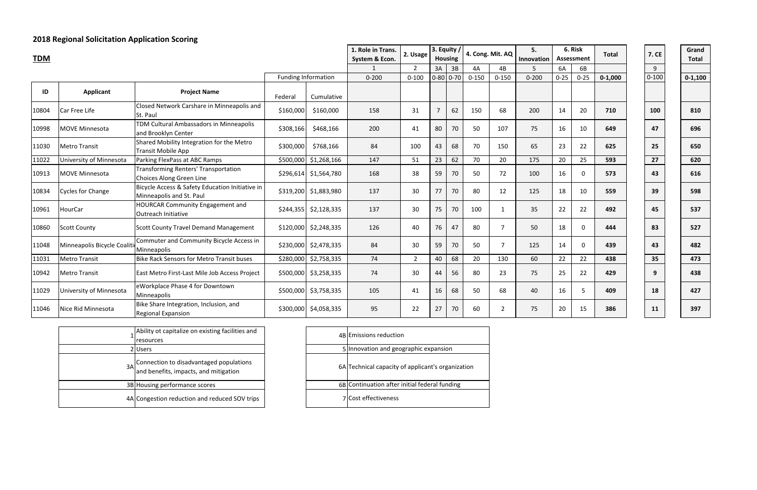# 2018 Regional Solicitation Application Scoring

## TDM

| ID | Applicant | Project Name | Federal | Cumulative | 1. Role in Trans. System & Econ. | 2. Usage | 3. Equity / Housing | | 4. Cong. Mit. AQ | | 5. Innovation | 6. Risk Assessment | | Total | 7. CE | Grand Total |
|---|---|---|---|---|---|---|---|---|---|---|---|---|---|---|---|---|
| | | | | | 1 | 2 | 3A | 3B | 4A | 4B | 5 | 6A | 6B | | 9 | |
| | | | Funding Information | | 0-200 | 0-100 | 0-80 | 0-70 | 0-150 | 0-150 | 0-200 | 0-25 | 0-25 | 0-1,000 | 0-100 | 0-1,100 |
| 10804 | Car Free Life | Closed Network Carshare in Minneapolis and St. Paul | $160,000 | $160,000 | 158 | 31 | 7 | 62 | 150 | 68 | 200 | 14 | 20 | **710** | **100** | **810** |
| 10998 | MOVE Minnesota | TDM Cultural Ambassadors in Minneapolis and Brooklyn Center | $308,166 | $468,166 | 200 | 41 | 80 | 70 | 50 | 107 | 75 | 16 | 10 | **649** | **47** | **696** |
| 11030 | Metro Transit | Shared Mobility Integration for the Metro Transit Mobile App | $300,000 | $768,166 | 84 | 100 | 43 | 68 | 70 | 150 | 65 | 23 | 22 | **625** | **25** | **650** |
| 11022 | University of Minnesota | Parking FlexPass at ABC Ramps | $500,000 | $1,268,166 | 147 | 51 | 23 | 62 | 70 | 20 | 175 | 20 | 25 | **593** | **27** | **620** |
| 10913 | MOVE Minnesota | Transforming Renters' Transportation Choices Along Green Line | $296,614 | $1,564,780 | 168 | 38 | 59 | 70 | 50 | 72 | 100 | 16 | 0 | **573** | **43** | **616** |
| 10834 | Cycles for Change | Bicycle Access & Safety Education Initiative in Minneapolis and St. Paul | $319,200 | $1,883,980 | 137 | 30 | 77 | 70 | 80 | 12 | 125 | 18 | 10 | **559** | **39** | **598** |
| 10961 | HourCar | HOURCAR Community Engagement and Outreach Initiative | $244,355 | $2,128,335 | 137 | 30 | 75 | 70 | 100 | 1 | 35 | 22 | 22 | **492** | **45** | **537** |
| 10860 | Scott County | Scott County Travel Demand Management | $120,000 | $2,248,335 | 126 | 40 | 76 | 47 | 80 | 7 | 50 | 18 | 0 | **444** | **83** | **527** |
| 11048 | Minneapolis Bicycle Coaliti | Commuter and Community Bicycle Access in Minneapolis | $230,000 | $2,478,335 | 84 | 30 | 59 | 70 | 50 | 7 | 125 | 14 | 0 | **439** | **43** | **482** |
| 11031 | Metro Transit | Bike Rack Sensors for Metro Transit buses | $280,000 | $2,758,335 | 74 | 2 | 40 | 68 | 20 | 130 | 60 | 22 | 22 | **438** | **35** | **473** |
| 10942 | Metro Transit | East Metro First-Last Mile Job Access Project | $500,000 | $3,258,335 | 74 | 30 | 44 | 56 | 80 | 23 | 75 | 25 | 22 | **429** | **9** | **438** |
| 11029 | University of Minnesota | eWorkplace Phase 4 for Downtown Minneapolis | $500,000 | $3,758,335 | 105 | 41 | 16 | 68 | 50 | 68 | 40 | 16 | 5 | **409** | **18** | **427** |
| 11046 | Nice Rid Minnesota | Bike Share Integration, Inclusion, and Regional Expansion | $300,000 | $4,058,335 | 95 | 22 | 27 | 70 | 60 | 2 | 75 | 20 | 15 | **386** | **11** | **397** |

| | |
|---|---|
| 1 | Ability ot capitalize on existing facilities and resources |
| 2 | Users |
| 3A | Connection to disadvantaged populations and benefits, impacts, and mitigation |
| 3B | Housing performance scores |
| 4A | Congestion reduction and reduced SOV trips |

| | |
|---|---|
| 4B | Emissions reduction |
| 5 | Innovation and geographic expansion |
| 6A | Technical capacity of applicant's organization |
| 6B | Continuation after initial federal funding |
| 7 | Cost effectiveness |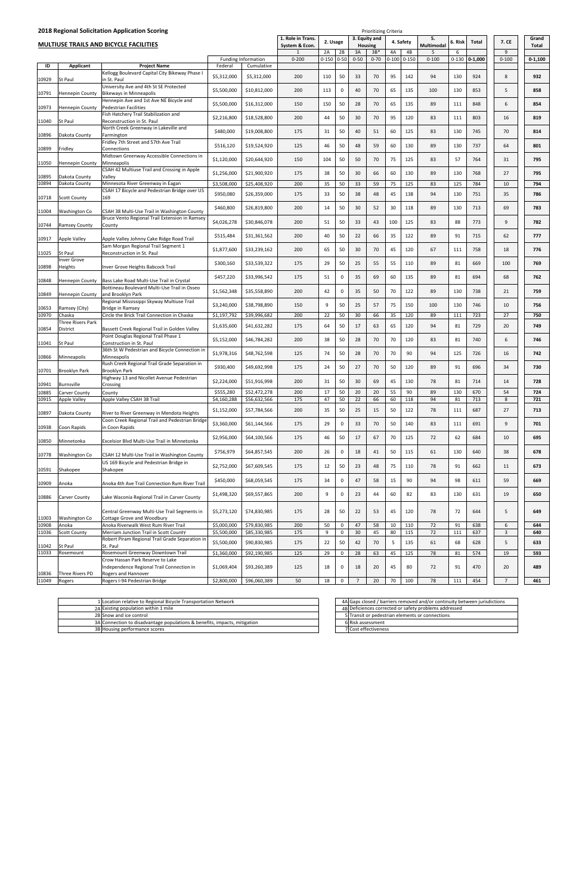## 2018 Regional Solicitation Application Scoring

### MULTIUSE TRAILS AND BICYCLE FACILITIES

Prioritizing Criteria

| ID | Applicant | Project Name | Federal | Cumulative | 1. Role in Trans. System & Econ. | 2. Usage | | 3. Equity and Housing | | 4. Safety | | 5. Multimodal | 6. Risk | Total | 7. CE | Grand Total |
|---|---|---|---|---|---|---|---|---|---|---|---|---|---|---|---|---|
| | | | Funding Information | | 1 | 2A | 2B | 3A | 3B* | 4A | 4B | 5 | 6 | | 9 | |
| | | | | | 0-200 | 0-150 | 0-50 | 0-50 | 0-70 | 0-100 | 0-150 | 0-100 | 0-130 | 0-1,000 | 0-100 | 0-1,100 |
| 10929 | St Paul | Kellogg Boulevard Capital City Bikeway Phase I in St. Paul | $5,312,000 | $5,312,000 | 200 | 110 | 50 | 33 | 70 | 95 | 142 | 94 | 130 | 924 | 8 | 932 |
| 10791 | Hennepin County | University Ave and 4th St SE Protected Bikeways in Minneapolis | $5,500,000 | $10,812,000 | 200 | 113 | 0 | 40 | 70 | 65 | 135 | 100 | 130 | 853 | 5 | 858 |
| 10973 | Hennepin County | Hennepin Ave and 1st Ave NE Bicycle and Pedestrian Facilities | $5,500,000 | $16,312,000 | 150 | 150 | 50 | 28 | 70 | 65 | 135 | 89 | 111 | 848 | 6 | 854 |
| 11040 | St Paul | Fish Hatchery Trail Stabilization and Reconstruction in St. Paul | $2,216,800 | $18,528,800 | 200 | 44 | 50 | 30 | 70 | 95 | 120 | 83 | 111 | 803 | 16 | 819 |
| 10896 | Dakota County | North Creek Greenway in Lakeville and Farmington | $480,000 | $19,008,800 | 175 | 31 | 50 | 40 | 51 | 60 | 125 | 83 | 130 | 745 | 70 | 814 |
| 10899 | Fridley | Fridley 7th Street and 57th Ave Trail Connections | $516,120 | $19,524,920 | 125 | 46 | 50 | 48 | 59 | 60 | 130 | 89 | 130 | 737 | 64 | 801 |
| 11050 | Hennepin County | Midtown Greenway Accessible Connections in Minneapolis | $1,120,000 | $20,644,920 | 150 | 104 | 50 | 50 | 70 | 75 | 125 | 83 | 57 | 764 | 31 | 795 |
| 10895 | Dakota County | CSAH 42 Multiuse Trail and Crossing in Apple Valley | $1,256,000 | $21,900,920 | 175 | 38 | 50 | 30 | 66 | 60 | 130 | 89 | 130 | 768 | 27 | 795 |
| 10894 | Dakota County | Minnesota River Greenway in Eagan | $3,508,000 | $25,408,920 | 200 | 35 | 50 | 33 | 59 | 75 | 125 | 83 | 125 | 784 | 10 | 794 |
| 10718 | Scott County | CSAH 17 Bicycle and Pedestrian Bridge over US 169 | $950,080 | $26,359,000 | 175 | 33 | 50 | 38 | 48 | 45 | 138 | 94 | 130 | 751 | 35 | 786 |
| 11004 | Washington Co | CSAH 38 Multi-Use Trail in Washington County | $460,800 | $26,819,800 | 200 | 14 | 50 | 30 | 52 | 30 | 118 | 89 | 130 | 713 | 69 | 783 |
| 10744 | Ramsey County | Bruce Vento Regional Trail Extension in Ramsey County | $4,026,278 | $30,846,078 | 200 | 51 | 50 | 33 | 43 | 100 | 125 | 83 | 88 | 773 | 9 | 782 |
| 10917 | Apple Valley | Apple Valley Johnny Cake Ridge Road Trail | $515,484 | $31,361,562 | 200 | 40 | 50 | 22 | 66 | 35 | 122 | 89 | 91 | 715 | 62 | 777 |
| 11025 | St Paul | Sam Morgan Regional Trail Segment 1 Reconstruction in St. Paul | $1,877,600 | $33,239,162 | 200 | 65 | 50 | 30 | 70 | 45 | 120 | 67 | 111 | 758 | 18 | 776 |
| 10898 | Inver Grove Heights | Inver Grove Heights Babcock Trail | $300,160 | $33,539,322 | 175 | 29 | 50 | 25 | 55 | 55 | 110 | 89 | 81 | 669 | 100 | 769 |
| 10848 | Hennepin County | Bass Lake Road Multi-Use Trail in Crystal | $457,220 | $33,996,542 | 175 | 51 | 0 | 35 | 69 | 60 | 135 | 89 | 81 | 694 | 68 | 762 |
| 10849 | Hennepin County | Bottineau Boulevard Multi-Use Trail in Osseo and Brooklyn Park | $1,562,348 | $35,558,890 | 200 | 42 | 0 | 35 | 50 | 70 | 122 | 89 | 130 | 738 | 21 | 759 |
| 10653 | Ramsey (City) | Regional Mississippi Skyway Multiuse Trail Bridge in Ramsey | $3,240,000 | $38,798,890 | 150 | 9 | 50 | 25 | 57 | 75 | 150 | 100 | 130 | 746 | 10 | 756 |
| 10970 | Chaska | Circle the Brick Trail Connection in Chaska | $1,197,792 | $39,996,682 | 200 | 22 | 50 | 30 | 66 | 35 | 120 | 89 | 111 | 723 | 27 | 750 |
| 10854 | Three Rivers Park District | Bassett Creek Regional Trail in Golden Valley | $1,635,600 | $41,632,282 | 175 | 64 | 50 | 17 | 63 | 65 | 120 | 94 | 81 | 729 | 20 | 749 |
| 11041 | St Paul | Point Douglas Regional Trail Phase 1 Construction in St. Paul | $5,152,000 | $46,784,282 | 200 | 38 | 50 | 28 | 70 | 70 | 120 | 83 | 81 | 740 | 6 | 746 |
| 10866 | Minneapolis | 36th St W Pedestrian and Bicycle Connection in Minneapolis | $1,978,316 | $48,762,598 | 125 | 74 | 50 | 28 | 70 | 70 | 90 | 94 | 125 | 726 | 16 | 742 |
| 10701 | Brooklyn Park | Rush Creek Regional Trail Grade Separation in Brooklyn Park | $930,400 | $49,692,998 | 175 | 24 | 50 | 27 | 70 | 50 | 120 | 89 | 91 | 696 | 34 | 730 |
| 10941 | Burnsville | Highway 13 and Nicollet Avenue Pedestrian Crossing | $2,224,000 | $51,916,998 | 200 | 31 | 50 | 30 | 69 | 45 | 130 | 78 | 81 | 714 | 14 | 728 |
| 10885 | Carver County | County | $555,280 | $52,472,278 | 200 | 17 | 50 | 20 | 20 | 55 | 90 | 89 | 130 | 670 | 54 | 724 |
| 10915 | Apple Valley | Apple Valley CSAH 38 Trail | $4,160,288 | $56,632,566 | 175 | 47 | 50 | 22 | 66 | 60 | 118 | 94 | 81 | 713 | 8 | 721 |
| 10897 | Dakota County | River to River Greenway in Mendota Heights | $1,152,000 | $57,784,566 | 200 | 35 | 50 | 25 | 15 | 50 | 122 | 78 | 111 | 687 | 27 | 713 |
| 10938 | Coon Rapids | Coon Creek Regional Trail and Pedestrian Bridge in Coon Rapids | $3,360,000 | $61,144,566 | 175 | 29 | 0 | 33 | 70 | 50 | 140 | 83 | 111 | 691 | 9 | 701 |
| 10850 | Minnetonka | Excelsior Blvd Multi-Use Trail in Minnetonka | $2,956,000 | $64,100,566 | 175 | 46 | 50 | 17 | 67 | 70 | 125 | 72 | 62 | 684 | 10 | 695 |
| 10778 | Washington Co | CSAH 12 Multi-Use Trail in Washington County | $756,979 | $64,857,545 | 200 | 26 | 0 | 18 | 41 | 50 | 115 | 61 | 130 | 640 | 38 | 678 |
| 10591 | Shakopee | US 169 Bicycle and Pedestrian Bridge in Shakopee | $2,752,000 | $67,609,545 | 175 | 12 | 50 | 23 | 48 | 75 | 110 | 78 | 91 | 662 | 11 | 673 |
| 10909 | Anoka | Anoka 4th Ave Trail Connection Rum River Trail | $450,000 | $68,059,545 | 175 | 34 | 0 | 47 | 58 | 15 | 90 | 94 | 98 | 611 | 59 | 669 |
| 10886 | Carver County | Lake Waconia Regional Trail in Carver County | $1,498,320 | $69,557,865 | 200 | 9 | 0 | 23 | 44 | 60 | 82 | 83 | 130 | 631 | 19 | 650 |
| 11003 | Washington Co | Central Greenway Multi-Use Trail Segments in Cottage Grove and Woodbury | $5,273,120 | $74,830,985 | 175 | 28 | 50 | 22 | 53 | 45 | 120 | 78 | 72 | 644 | 5 | 649 |
| 10908 | Anoka | Anoka Riverwalk West Rum River Trail | $5,000,000 | $79,830,985 | 200 | 50 | 0 | 47 | 58 | 10 | 110 | 72 | 91 | 638 | 6 | 644 |
| 11036 | Scott County | Merriam Junction Trail in Scott County | $5,500,000 | $85,330,985 | 175 | 9 | 0 | 30 | 45 | 80 | 115 | 72 | 111 | 637 | 3 | 640 |
| 11042 | St Paul | Robert Piram Regional Trail Grade Separation in St. Paul | $5,500,000 | $90,830,985 | 175 | 22 | 50 | 42 | 70 | 5 | 135 | 61 | 68 | 628 | 5 | 633 |
| 11033 | Rosemount | Rosemount Greenway Downtown Trail | $1,360,000 | $92,190,985 | 125 | 29 | 0 | 28 | 63 | 45 | 125 | 78 | 81 | 574 | 19 | 593 |
| 10836 | Three Rivers PD | Crow Hassan Park Reserve to Lake Independence Regional Trail Connection in Rogers and Hannover | $1,069,404 | $93,260,389 | 125 | 18 | 0 | 18 | 20 | 45 | 80 | 72 | 91 | 470 | 20 | 489 |
| 11049 | Rogers | Rogers I-94 Pedestrian Bridge | $2,800,000 | $96,060,389 | 50 | 18 | 0 | 7 | 20 | 70 | 100 | 78 | 111 | 454 | 7 | 461 |

| | |
|---|---|
| 1 | Location relative to Regional Bicycle Transportation Network |
| 2A | Existing population within 1 mile |
| 2B | Snow and ice control |
| 3A | Connection to disadvantage populations & benefits, impacts, mitigation |
| 3B | Housing performance scores |

| | |
|---|---|
| 4A | Gaps closed / barriers removed and/or continuity between jurisdictions |
| 4B | Deficiences corrected or safety problems addressed |
| 5 | Transit or pedestrian elements or connections |
| 6 | Risk assessment |
| 7 | Cost effectiveness |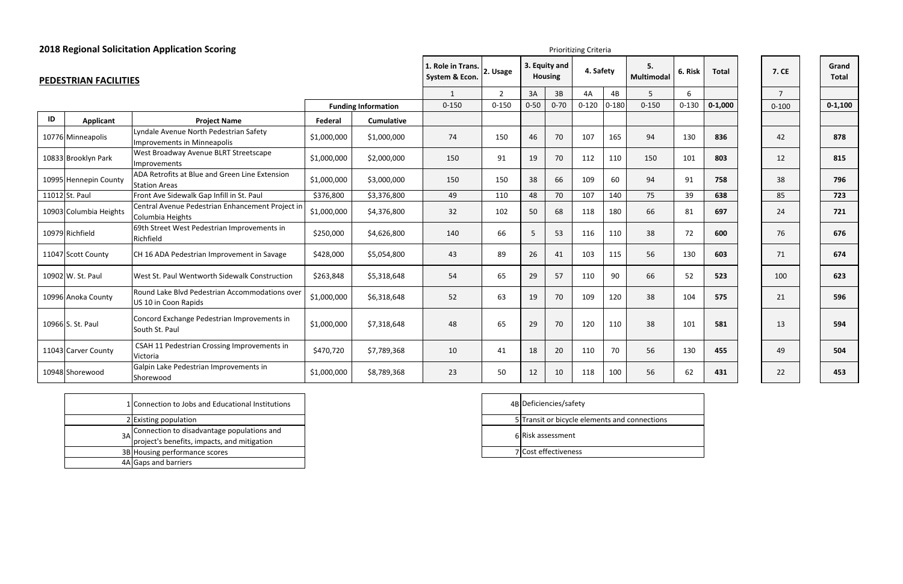## 2018 Regional Solicitation Application Scoring

### PEDESTRIAN FACILITIES

| ID | Applicant | Project Name | Federal | Cumulative | 1. Role in Trans. System & Econ. | 2. Usage | 3. Equity and Housing | | 4. Safety | | 5. Multimodal | 6. Risk | Total | 7. CE | Grand Total |
|---|---|---|---|---|---|---|---|---|---|---|---|---|---|---|---|
| | | | Funding Information | | 1 | 2 | 3A | 3B | 4A | 4B | 5 | 6 | | 7 | |
| | | | | | 0-150 | 0-150 | 0-50 | 0-70 | 0-120 | 0-180 | 0-150 | 0-130 | **0-1,000** | 0-100 | **0-1,100** |
| 10776 | Minneapolis | Lyndale Avenue North Pedestrian Safety Improvements in Minneapolis | $1,000,000 | $1,000,000 | 74 | 150 | 46 | 70 | 107 | 165 | 94 | 130 | **836** | 42 | **878** |
| 10833 | Brooklyn Park | West Broadway Avenue BLRT Streetscape Improvements | $1,000,000 | $2,000,000 | 150 | 91 | 19 | 70 | 112 | 110 | 150 | 101 | **803** | 12 | **815** |
| 10995 | Hennepin County | ADA Retrofits at Blue and Green Line Extension Station Areas | $1,000,000 | $3,000,000 | 150 | 150 | 38 | 66 | 109 | 60 | 94 | 91 | **758** | 38 | **796** |
| 11012 | St. Paul | Front Ave Sidewalk Gap Infill in St. Paul | $376,800 | $3,376,800 | 49 | 110 | 48 | 70 | 107 | 140 | 75 | 39 | **638** | 85 | **723** |
| 10903 | Columbia Heights | Central Avenue Pedestrian Enhancement Project in Columbia Heights | $1,000,000 | $4,376,800 | 32 | 102 | 50 | 68 | 118 | 180 | 66 | 81 | **697** | 24 | **721** |
| 10979 | Richfield | 69th Street West Pedestrian Improvements in Richfield | $250,000 | $4,626,800 | 140 | 66 | 5 | 53 | 116 | 110 | 38 | 72 | **600** | 76 | **676** |
| 11047 | Scott County | CH 16 ADA Pedestrian Improvement in Savage | $428,000 | $5,054,800 | 43 | 89 | 26 | 41 | 103 | 115 | 56 | 130 | **603** | 71 | **674** |
| 10902 | W. St. Paul | West St. Paul Wentworth Sidewalk Construction | $263,848 | $5,318,648 | 54 | 65 | 29 | 57 | 110 | 90 | 66 | 52 | **523** | 100 | **623** |
| 10996 | Anoka County | Round Lake Blvd Pedestrian Accommodations over US 10 in Coon Rapids | $1,000,000 | $6,318,648 | 52 | 63 | 19 | 70 | 109 | 120 | 38 | 104 | **575** | 21 | **596** |
| 10966 | S. St. Paul | Concord Exchange Pedestrian Improvements in South St. Paul | $1,000,000 | $7,318,648 | 48 | 65 | 29 | 70 | 120 | 110 | 38 | 101 | **581** | 13 | **594** |
| 11043 | Carver County | CSAH 11 Pedestrian Crossing Improvements in Victoria | $470,720 | $7,789,368 | 10 | 41 | 18 | 20 | 110 | 70 | 56 | 130 | **455** | 49 | **504** |
| 10948 | Shorewood | Galpin Lake Pedestrian Improvements in Shorewood | $1,000,000 | $8,789,368 | 23 | 50 | 12 | 10 | 118 | 100 | 56 | 62 | **431** | 22 | **453** |

| | |
|---|---|
| 1 | Connection to Jobs and Educational Institutions |
| 2 | Existing population |
| 3A | Connection to disadvantage populations and project's benefits, impacts, and mitigation |
| 3B | Housing performance scores |
| 4A | Gaps and barriers |
| 4B | Deficiencies/safety |
| 5 | Transit or bicycle elements and connections |
| 6 | Risk assessment |
| 7 | Cost effectiveness |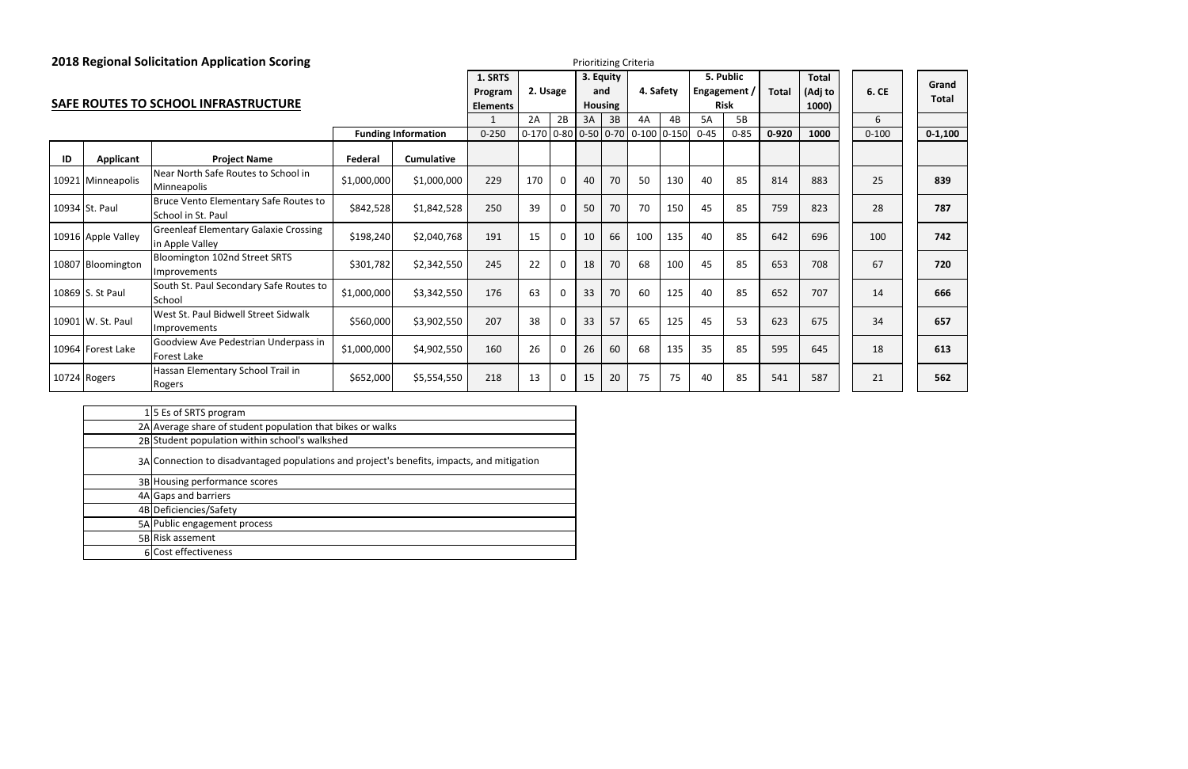## 2018 Regional Solicitation Application Scoring

### SAFE ROUTES TO SCHOOL INFRASTRUCTURE

Prioritizing Criteria

| | | | | | 1. SRTS Program Elements | 2. Usage | | 3. Equity and Housing | | 4. Safety | | 5. Public Engagement / Risk | | Total | Total (Adj to 1000) | 6. CE | Grand Total |
|---|---|---|---|---|---|---|---|---|---|---|---|---|---|---|---|---|---|
| | | | | | 1 | 2A | 2B | 3A | 3B | 4A | 4B | 5A | 5B | | | 6 | |
| | | | Funding Information | | 0-250 | 0-170 | 0-80 | 0-50 | 0-70 | 0-100 | 0-150 | 0-45 | 0-85 | 0-920 | 1000 | 0-100 | 0-1,100 |
| ID | Applicant | Project Name | Federal | Cumulative | | | | | | | | | | | | | |
| 10921 | Minneapolis | Near North Safe Routes to School in Minneapolis | $1,000,000 | $1,000,000 | 229 | 170 | 0 | 40 | 70 | 50 | 130 | 40 | 85 | 814 | 883 | 25 | **839** |
| 10934 | St. Paul | Bruce Vento Elementary Safe Routes to School in St. Paul | $842,528 | $1,842,528 | 250 | 39 | 0 | 50 | 70 | 70 | 150 | 45 | 85 | 759 | 823 | 28 | **787** |
| 10916 | Apple Valley | Greenleaf Elementary Galaxie Crossing in Apple Valley | $198,240 | $2,040,768 | 191 | 15 | 0 | 10 | 66 | 100 | 135 | 40 | 85 | 642 | 696 | 100 | **742** |
| 10807 | Bloomington | Bloomington 102nd Street SRTS Improvements | $301,782 | $2,342,550 | 245 | 22 | 0 | 18 | 70 | 68 | 100 | 45 | 85 | 653 | 708 | 67 | **720** |
| 10869 | S. St Paul | South St. Paul Secondary Safe Routes to School | $1,000,000 | $3,342,550 | 176 | 63 | 0 | 33 | 70 | 60 | 125 | 40 | 85 | 652 | 707 | 14 | **666** |
| 10901 | W. St. Paul | West St. Paul Bidwell Street Sidwalk Improvements | $560,000 | $3,902,550 | 207 | 38 | 0 | 33 | 57 | 65 | 125 | 45 | 53 | 623 | 675 | 34 | **657** |
| 10964 | Forest Lake | Goodview Ave Pedestrian Underpass in Forest Lake | $1,000,000 | $4,902,550 | 160 | 26 | 0 | 26 | 60 | 68 | 135 | 35 | 85 | 595 | 645 | 18 | **613** |
| 10724 | Rogers | Hassan Elementary School Trail in Rogers | $652,000 | $5,554,550 | 218 | 13 | 0 | 15 | 20 | 75 | 75 | 40 | 85 | 541 | 587 | 21 | **562** |

| | |
|---|---|
| 1 | 5 Es of SRTS program |
| 2A | Average share of student population that bikes or walks |
| 2B | Student population within school's walkshed |
| 3A | Connection to disadvantaged populations and project's benefits, impacts, and mitigation |
| 3B | Housing performance scores |
| 4A | Gaps and barriers |
| 4B | Deficiencies/Safety |
| 5A | Public engagement process |
| 5B | Risk assement |
| 6 | Cost effectiveness |